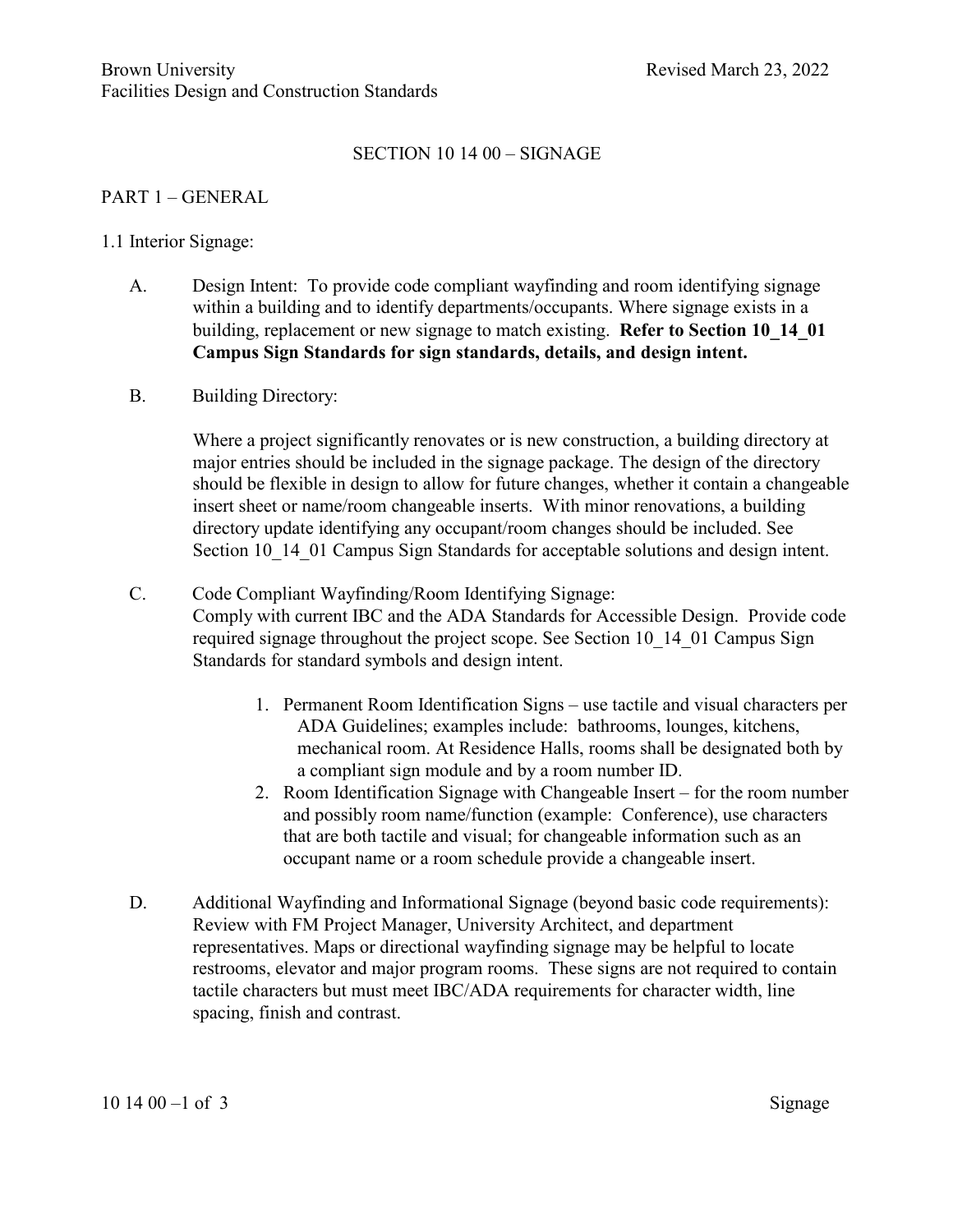# SECTION 10 14 00 – SIGNAGE

## PART 1 – GENERAL

### 1.1 Interior Signage:

A. Design Intent: To provide code compliant wayfinding and room identifying signage within a building and to identify departments/occupants. Where signage exists in a building, replacement or new signage to match existing. **Refer to Section 10_14_01 Campus Sign Standards for sign standards, details, and design intent.**

B. Building Directory:

Where a project significantly renovates or is new construction, a building directory at major entries should be included in the signage package. The design of the directory should be flexible in design to allow for future changes, whether it contain a changeable insert sheet or name/room changeable inserts. With minor renovations, a building directory update identifying any occupant/room changes should be included. See Section 10_14_01 Campus Sign Standards for acceptable solutions and design intent.

C. Code Compliant Wayfinding/Room Identifying Signage:
Comply with current IBC and the ADA Standards for Accessible Design. Provide code required signage throughout the project scope. See Section 10_14_01 Campus Sign Standards for standard symbols and design intent.

1. Permanent Room Identification Signs – use tactile and visual characters per ADA Guidelines; examples include: bathrooms, lounges, kitchens, mechanical room. At Residence Halls, rooms shall be designated both by a compliant sign module and by a room number ID.
2. Room Identification Signage with Changeable Insert – for the room number and possibly room name/function (example: Conference), use characters that are both tactile and visual; for changeable information such as an occupant name or a room schedule provide a changeable insert.

D. Additional Wayfinding and Informational Signage (beyond basic code requirements): Review with FM Project Manager, University Architect, and department representatives. Maps or directional wayfinding signage may be helpful to locate restrooms, elevator and major program rooms. These signs are not required to contain tactile characters but must meet IBC/ADA requirements for character width, line spacing, finish and contrast.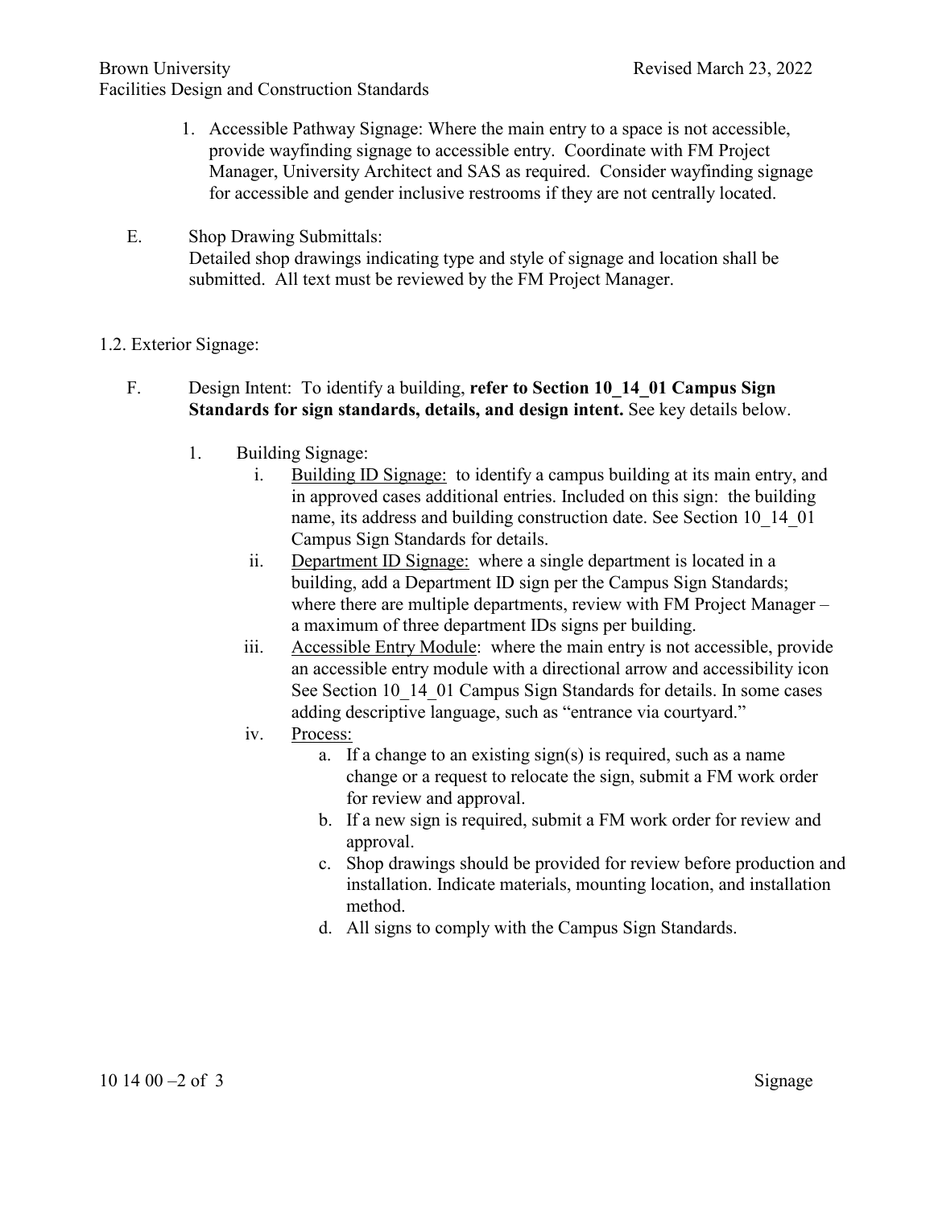1. Accessible Pathway Signage: Where the main entry to a space is not accessible, provide wayfinding signage to accessible entry. Coordinate with FM Project Manager, University Architect and SAS as required. Consider wayfinding signage for accessible and gender inclusive restrooms if they are not centrally located.

E. Shop Drawing Submittals:
Detailed shop drawings indicating type and style of signage and location shall be submitted. All text must be reviewed by the FM Project Manager.

1.2. Exterior Signage:

F. Design Intent: To identify a building, **refer to Section 10_14_01 Campus Sign Standards for sign standards, details, and design intent.** See key details below.

1. Building Signage:
   i. Building ID Signage: to identify a campus building at its main entry, and in approved cases additional entries. Included on this sign: the building name, its address and building construction date. See Section 10_14_01 Campus Sign Standards for details.
   ii. Department ID Signage: where a single department is located in a building, add a Department ID sign per the Campus Sign Standards; where there are multiple departments, review with FM Project Manager – a maximum of three department IDs signs per building.
   iii. Accessible Entry Module: where the main entry is not accessible, provide an accessible entry module with a directional arrow and accessibility icon See Section 10_14_01 Campus Sign Standards for details. In some cases adding descriptive language, such as "entrance via courtyard."
   iv. Process:
      a. If a change to an existing sign(s) is required, such as a name change or a request to relocate the sign, submit a FM work order for review and approval.
      b. If a new sign is required, submit a FM work order for review and approval.
      c. Shop drawings should be provided for review before production and installation. Indicate materials, mounting location, and installation method.
      d. All signs to comply with the Campus Sign Standards.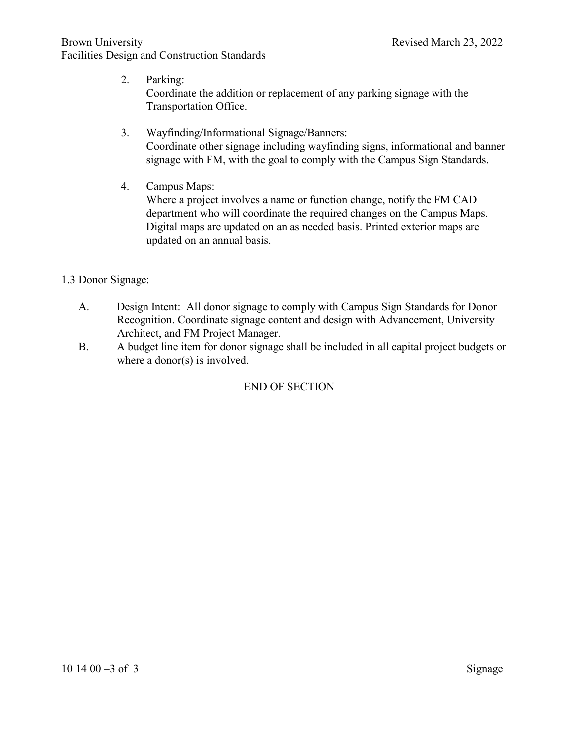2. Parking:
   Coordinate the addition or replacement of any parking signage with the Transportation Office.

3. Wayfinding/Informational Signage/Banners:
   Coordinate other signage including wayfinding signs, informational and banner signage with FM, with the goal to comply with the Campus Sign Standards.

4. Campus Maps:
   Where a project involves a name or function change, notify the FM CAD department who will coordinate the required changes on the Campus Maps. Digital maps are updated on an as needed basis. Printed exterior maps are updated on an annual basis.

1.3 Donor Signage:

A. Design Intent: All donor signage to comply with Campus Sign Standards for Donor Recognition. Coordinate signage content and design with Advancement, University Architect, and FM Project Manager.

B. A budget line item for donor signage shall be included in all capital project budgets or where a donor(s) is involved.

END OF SECTION